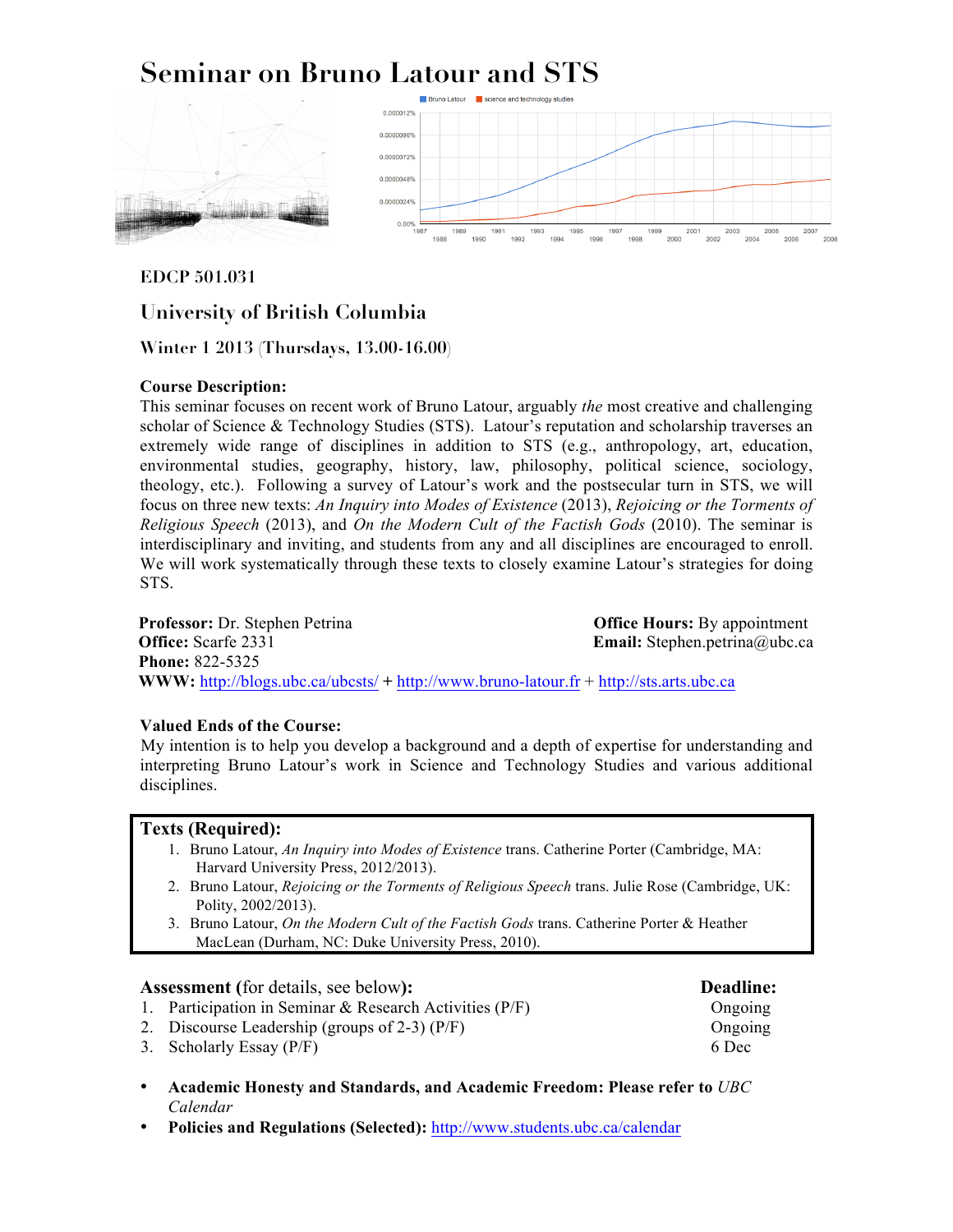# Seminar on Bruno Latour and STS

**EDCP 501.031**

## University of British Columbia

### Winter 1 2013 (Thursdays, 13.00-16.00)

**Course Description:**
This seminar focuses on recent work of Bruno Latour, arguably *the* most creative and challenging scholar of Science & Technology Studies (STS). Latour's reputation and scholarship traverses an extremely wide range of disciplines in addition to STS (e.g., anthropology, art, education, environmental studies, geography, history, law, philosophy, political science, sociology, theology, etc.). Following a survey of Latour's work and the postsecular turn in STS, we will focus on three new texts: *An Inquiry into Modes of Existence* (2013), *Rejoicing or the Torments of Religious Speech* (2013), and *On the Modern Cult of the Factish Gods* (2010). The seminar is interdisciplinary and inviting, and students from any and all disciplines are encouraged to enroll. We will work systematically through these texts to closely examine Latour's strategies for doing STS.

**Professor:** Dr. Stephen Petrina
**Office:** Scarfe 2331
**Phone:** 822-5325
**Office Hours:** By appointment
**Email:** Stephen.petrina@ubc.ca
**WWW:** http://blogs.ubc.ca/ubcsts/ + http://www.bruno-latour.fr + http://sts.arts.ubc.ca

**Valued Ends of the Course:**
My intention is to help you develop a background and a depth of expertise for understanding and interpreting Bruno Latour's work in Science and Technology Studies and various additional disciplines.

**Texts (Required):**

1. Bruno Latour, *An Inquiry into Modes of Existence* trans. Catherine Porter (Cambridge, MA: Harvard University Press, 2012/2013).
2. Bruno Latour, *Rejoicing or the Torments of Religious Speech* trans. Julie Rose (Cambridge, UK: Polity, 2002/2013).
3. Bruno Latour, *On the Modern Cult of the Factish Gods* trans. Catherine Porter & Heather MacLean (Durham, NC: Duke University Press, 2010).

| **Assessment** (for details, see below)**:** | **Deadline:** |
|---|---|
| 1. Participation in Seminar & Research Activities (P/F) | Ongoing |
| 2. Discourse Leadership (groups of 2-3) (P/F) | Ongoing |
| 3. Scholarly Essay (P/F) | 6 Dec |

- **Academic Honesty and Standards, and Academic Freedom: Please refer to** *UBC Calendar*
- **Policies and Regulations (Selected):** http://www.students.ubc.ca/calendar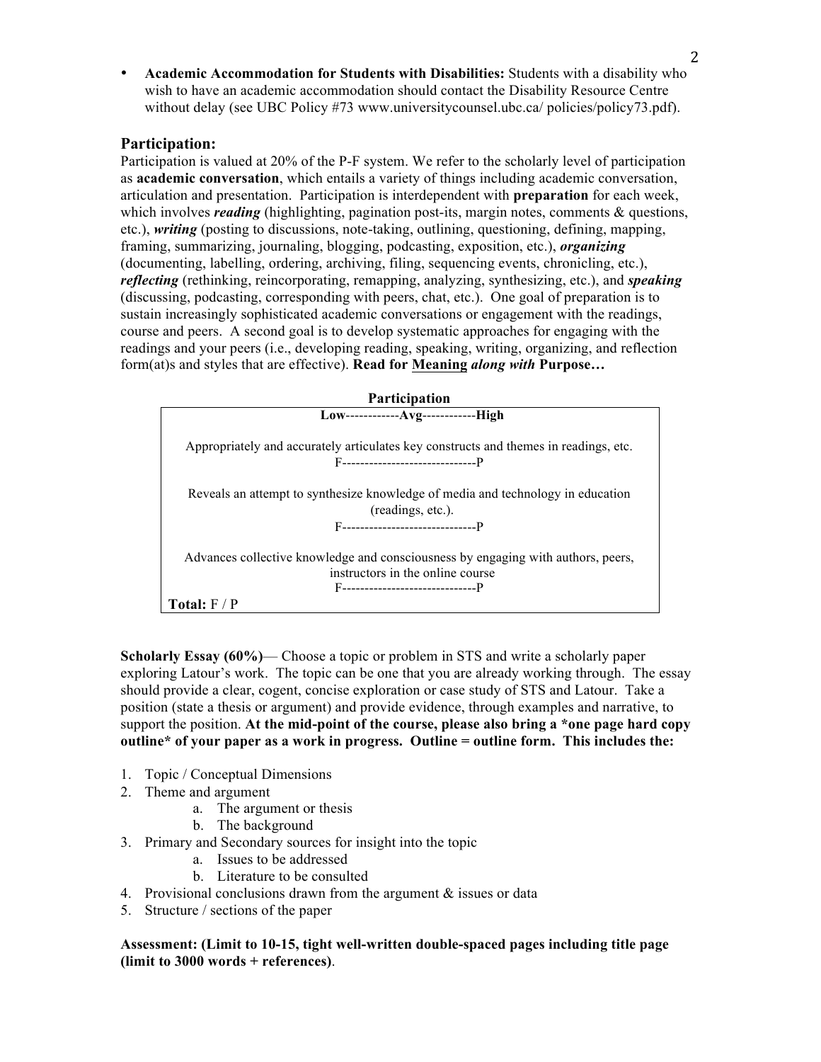- **Academic Accommodation for Students with Disabilities:** Students with a disability who wish to have an academic accommodation should contact the Disability Resource Centre without delay (see UBC Policy #73 www.universitycounsel.ubc.ca/ policies/policy73.pdf).

## Participation:

Participation is valued at 20% of the P-F system. We refer to the scholarly level of participation as **academic conversation**, which entails a variety of things including academic conversation, articulation and presentation. Participation is interdependent with **preparation** for each week, which involves ***reading*** (highlighting, pagination post-its, margin notes, comments & questions, etc.), ***writing*** (posting to discussions, note-taking, outlining, questioning, defining, mapping, framing, summarizing, journaling, blogging, podcasting, exposition, etc.), ***organizing*** (documenting, labelling, ordering, archiving, filing, sequencing events, chronicling, etc.), ***reflecting*** (rethinking, reincorporating, remapping, analyzing, synthesizing, etc.), and ***speaking*** (discussing, podcasting, corresponding with peers, chat, etc.). One goal of preparation is to sustain increasingly sophisticated academic conversations or engagement with the readings, course and peers. A second goal is to develop systematic approaches for engaging with the readings and your peers (i.e., developing reading, speaking, writing, organizing, and reflection form(at)s and styles that are effective). **Read for <u>Meaning</u> *along with* Purpose…**

**Participation**

| **Low------------Avg------------High** |
|---|
| Appropriately and accurately articulates key constructs and themes in readings, etc.<br>F------------------------------P |
| Reveals an attempt to synthesize knowledge of media and technology in education (readings, etc.).<br>F------------------------------P |
| Advances collective knowledge and consciousness by engaging with authors, peers, instructors in the online course<br>F------------------------------P |
| **Total:** F / P |

**Scholarly Essay (60%)**— Choose a topic or problem in STS and write a scholarly paper exploring Latour's work. The topic can be one that you are already working through. The essay should provide a clear, cogent, concise exploration or case study of STS and Latour. Take a position (state a thesis or argument) and provide evidence, through examples and narrative, to support the position. **At the mid-point of the course, please also bring a *one page hard copy outline* of your paper as a work in progress. Outline = outline form. This includes the:**

1. Topic / Conceptual Dimensions
2. Theme and argument
    a. The argument or thesis
    b. The background
3. Primary and Secondary sources for insight into the topic
    a. Issues to be addressed
    b. Literature to be consulted
4. Provisional conclusions drawn from the argument & issues or data
5. Structure / sections of the paper

**Assessment: (Limit to 10-15, tight well-written double-spaced pages including title page (limit to 3000 words + references)**.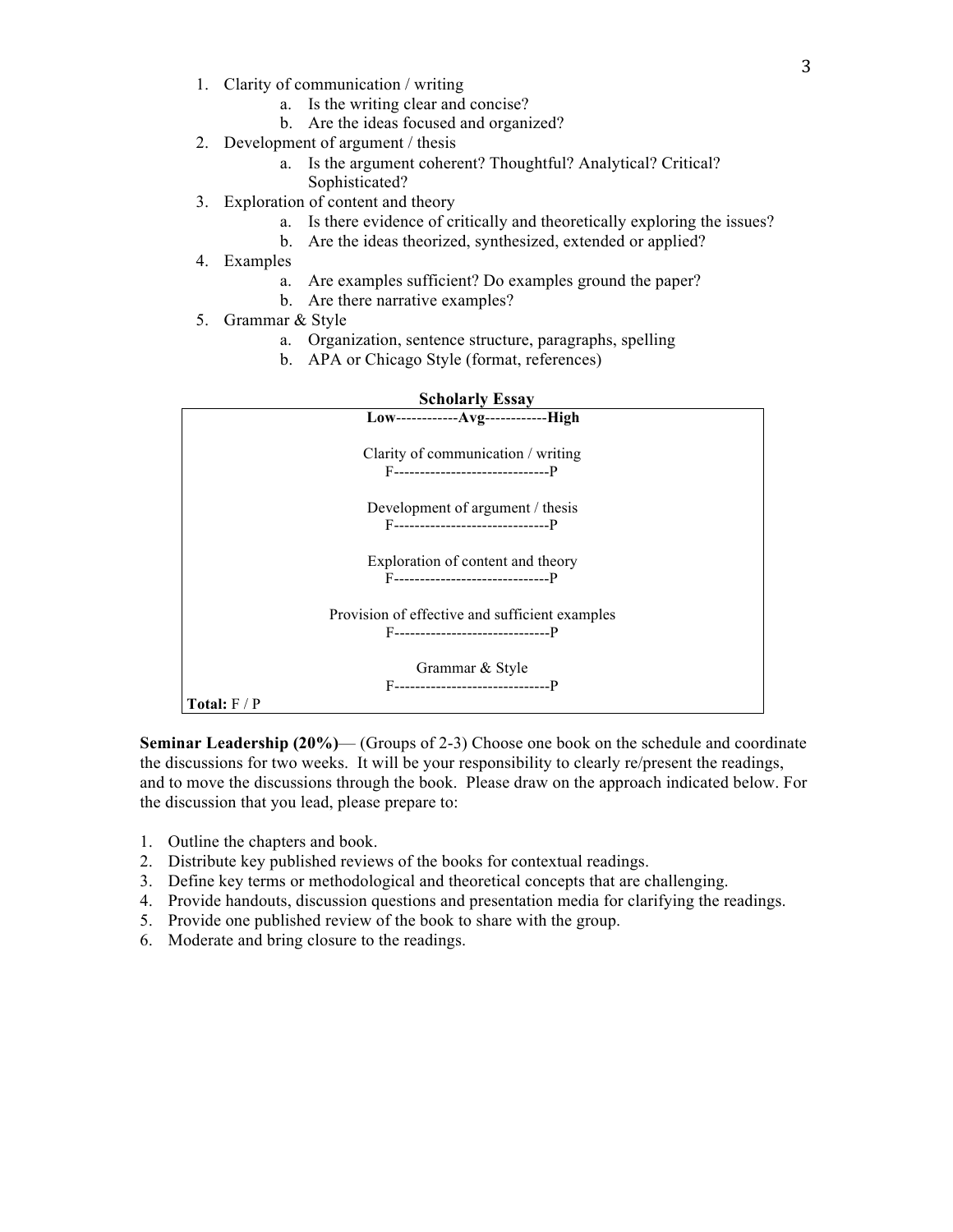1. Clarity of communication / writing
    a. Is the writing clear and concise?
    b. Are the ideas focused and organized?
2. Development of argument / thesis
    a. Is the argument coherent? Thoughtful? Analytical? Critical? Sophisticated?
3. Exploration of content and theory
    a. Is there evidence of critically and theoretically exploring the issues?
    b. Are the ideas theorized, synthesized, extended or applied?
4. Examples
    a. Are examples sufficient? Do examples ground the paper?
    b. Are there narrative examples?
5. Grammar & Style
    a. Organization, sentence structure, paragraphs, spelling
    b. APA or Chicago Style (format, references)

**Scholarly Essay**

| **Low------------Avg------------High** |
| --- |
| Clarity of communication / writing<br>F------------------------------P |
| Development of argument / thesis<br>F------------------------------P |
| Exploration of content and theory<br>F------------------------------P |
| Provision of effective and sufficient examples<br>F------------------------------P |
| Grammar & Style<br>F------------------------------P |
| **Total:** F / P |

**Seminar Leadership (20%)**— (Groups of 2-3) Choose one book on the schedule and coordinate the discussions for two weeks. It will be your responsibility to clearly re/present the readings, and to move the discussions through the book. Please draw on the approach indicated below. For the discussion that you lead, please prepare to:

1. Outline the chapters and book.
2. Distribute key published reviews of the books for contextual readings.
3. Define key terms or methodological and theoretical concepts that are challenging.
4. Provide handouts, discussion questions and presentation media for clarifying the readings.
5. Provide one published review of the book to share with the group.
6. Moderate and bring closure to the readings.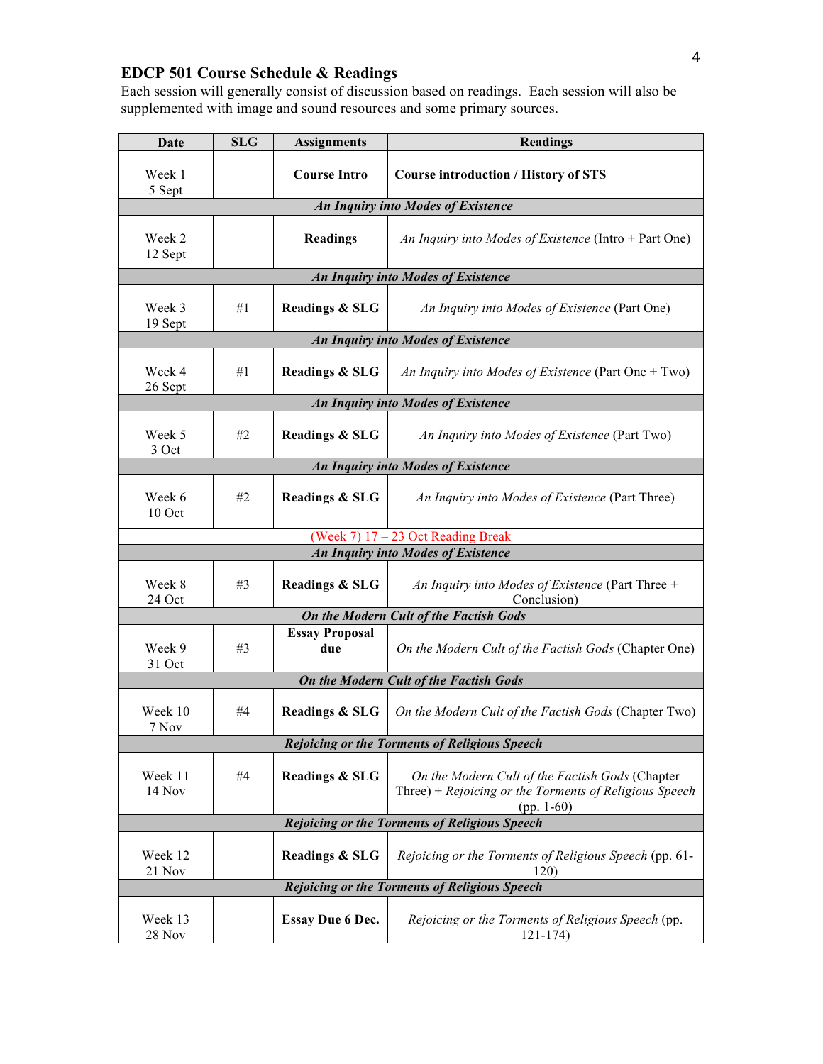## EDCP 501 Course Schedule & Readings

Each session will generally consist of discussion based on readings. Each session will also be supplemented with image and sound resources and some primary sources.

| Date | SLG | Assignments | Readings |
|---|---|---|---|
| Week 1<br>5 Sept | | **Course Intro** | **Course introduction / History of STS** |
| | | | ***An Inquiry into Modes of Existence*** |
| Week 2<br>12 Sept | | **Readings** | *An Inquiry into Modes of Existence* (Intro + Part One) |
| | | | ***An Inquiry into Modes of Existence*** |
| Week 3<br>19 Sept | #1 | **Readings & SLG** | *An Inquiry into Modes of Existence* (Part One) |
| | | | ***An Inquiry into Modes of Existence*** |
| Week 4<br>26 Sept | #1 | **Readings & SLG** | *An Inquiry into Modes of Existence* (Part One + Two) |
| | | | ***An Inquiry into Modes of Existence*** |
| Week 5<br>3 Oct | #2 | **Readings & SLG** | *An Inquiry into Modes of Existence* (Part Two) |
| | | | ***An Inquiry into Modes of Existence*** |
| Week 6<br>10 Oct | #2 | **Readings & SLG** | *An Inquiry into Modes of Existence* (Part Three) |
| | | | (Week 7) 17 – 23 Oct Reading Break |
| | | | ***An Inquiry into Modes of Existence*** |
| Week 8<br>24 Oct | #3 | **Readings & SLG** | *An Inquiry into Modes of Existence* (Part Three + Conclusion) |
| | | | ***On the Modern Cult of the Factish Gods*** |
| Week 9<br>31 Oct | #3 | **Essay Proposal due** | *On the Modern Cult of the Factish Gods* (Chapter One) |
| | | | ***On the Modern Cult of the Factish Gods*** |
| Week 10<br>7 Nov | #4 | **Readings & SLG** | *On the Modern Cult of the Factish Gods* (Chapter Two) |
| | | | ***Rejoicing or the Torments of Religious Speech*** |
| Week 11<br>14 Nov | #4 | **Readings & SLG** | *On the Modern Cult of the Factish Gods* (Chapter Three) + *Rejoicing or the Torments of Religious Speech* (pp. 1-60) |
| | | | ***Rejoicing or the Torments of Religious Speech*** |
| Week 12<br>21 Nov | | **Readings & SLG** | *Rejoicing or the Torments of Religious Speech* (pp. 61-120) |
| | | | ***Rejoicing or the Torments of Religious Speech*** |
| Week 13<br>28 Nov | | **Essay Due 6 Dec.** | *Rejoicing or the Torments of Religious Speech* (pp. 121-174) |